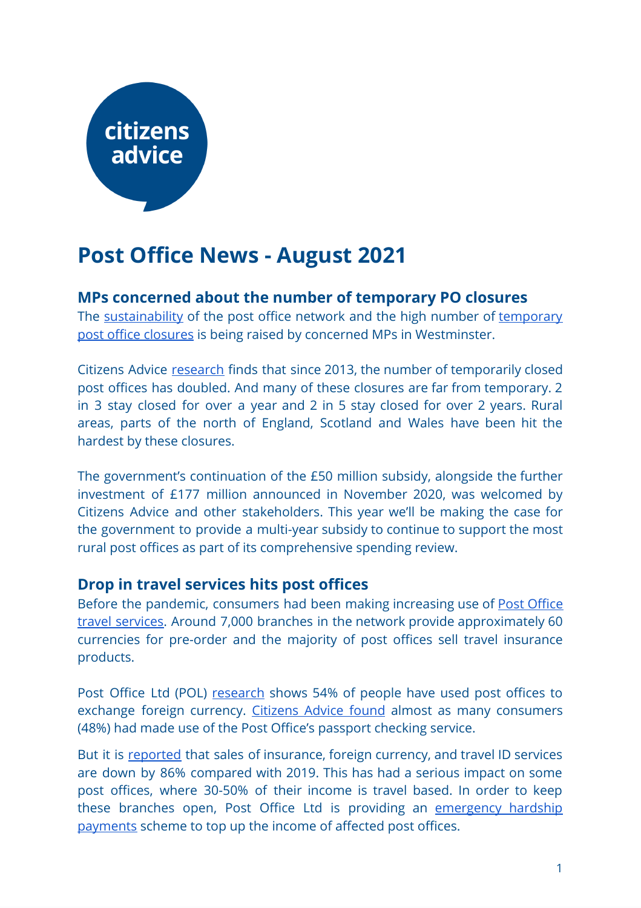# Post Office News - August 2021

## MPs concerned about the number of temporary PO closures

The sustainability of the post office network and the high number of temporary post office closures is being raised by concerned MPs in Westminster.

Citizens Advice research finds that since 2013, the number of temporarily closed post offices has doubled. And many of these closures are far from temporary. 2 in 3 stay closed for over a year and 2 in 5 stay closed for over 2 years. Rural areas, parts of the north of England, Scotland and Wales have been hit the hardest by these closures.

The government's continuation of the £50 million subsidy, alongside the further investment of £177 million announced in November 2020, was welcomed by Citizens Advice and other stakeholders. This year we'll be making the case for the government to provide a multi-year subsidy to continue to support the most rural post offices as part of its comprehensive spending review.

## Drop in travel services hits post offices

Before the pandemic, consumers had been making increasing use of Post Office travel services. Around 7,000 branches in the network provide approximately 60 currencies for pre-order and the majority of post offices sell travel insurance products.

Post Office Ltd (POL) research shows 54% of people have used post offices to exchange foreign currency. Citizens Advice found almost as many consumers (48%) had made use of the Post Office's passport checking service.

But it is reported that sales of insurance, foreign currency, and travel ID services are down by 86% compared with 2019. This has had a serious impact on some post offices, where 30-50% of their income is travel based. In order to keep these branches open, Post Office Ltd is providing an emergency hardship payments scheme to top up the income of affected post offices.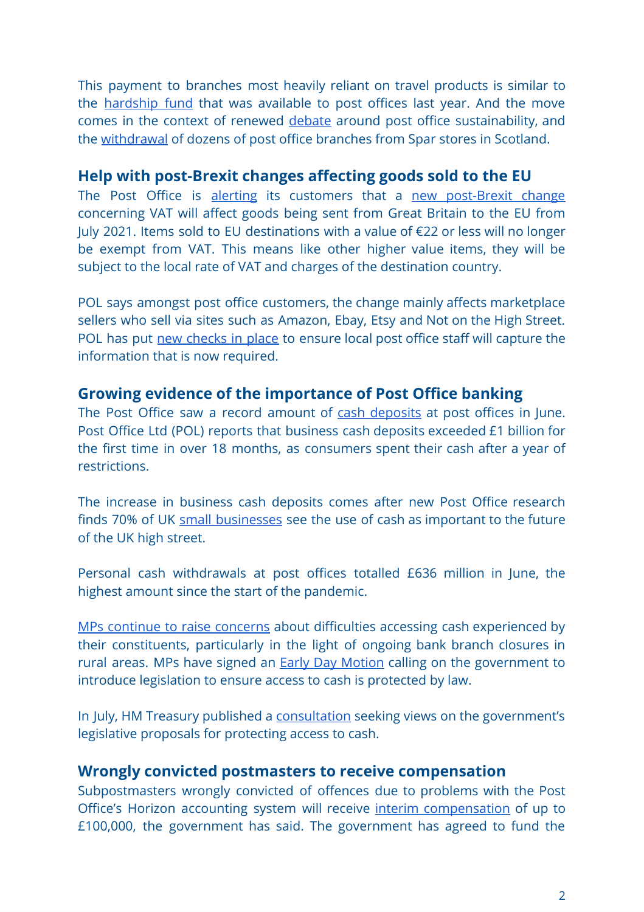This payment to branches most heavily reliant on travel products is similar to the hardship fund that was available to post offices last year. And the move comes in the context of renewed debate around post office sustainability, and the withdrawal of dozens of post office branches from Spar stores in Scotland.

## Help with post-Brexit changes affecting goods sold to the EU

The Post Office is alerting its customers that a new post-Brexit change concerning VAT will affect goods being sent from Great Britain to the EU from July 2021. Items sold to EU destinations with a value of €22 or less will no longer be exempt from VAT. This means like other higher value items, they will be subject to the local rate of VAT and charges of the destination country.

POL says amongst post office customers, the change mainly affects marketplace sellers who sell via sites such as Amazon, Ebay, Etsy and Not on the High Street. POL has put new checks in place to ensure local post office staff will capture the information that is now required.

## Growing evidence of the importance of Post Office banking

The Post Office saw a record amount of cash deposits at post offices in June. Post Office Ltd (POL) reports that business cash deposits exceeded £1 billion for the first time in over 18 months, as consumers spent their cash after a year of restrictions.

The increase in business cash deposits comes after new Post Office research finds 70% of UK small businesses see the use of cash as important to the future of the UK high street.

Personal cash withdrawals at post offices totalled £636 million in June, the highest amount since the start of the pandemic.

MPs continue to raise concerns about difficulties accessing cash experienced by their constituents, particularly in the light of ongoing bank branch closures in rural areas. MPs have signed an Early Day Motion calling on the government to introduce legislation to ensure access to cash is protected by law.

In July, HM Treasury published a consultation seeking views on the government's legislative proposals for protecting access to cash.

## Wrongly convicted postmasters to receive compensation

Subpostmasters wrongly convicted of offences due to problems with the Post Office's Horizon accounting system will receive interim compensation of up to £100,000, the government has said. The government has agreed to fund the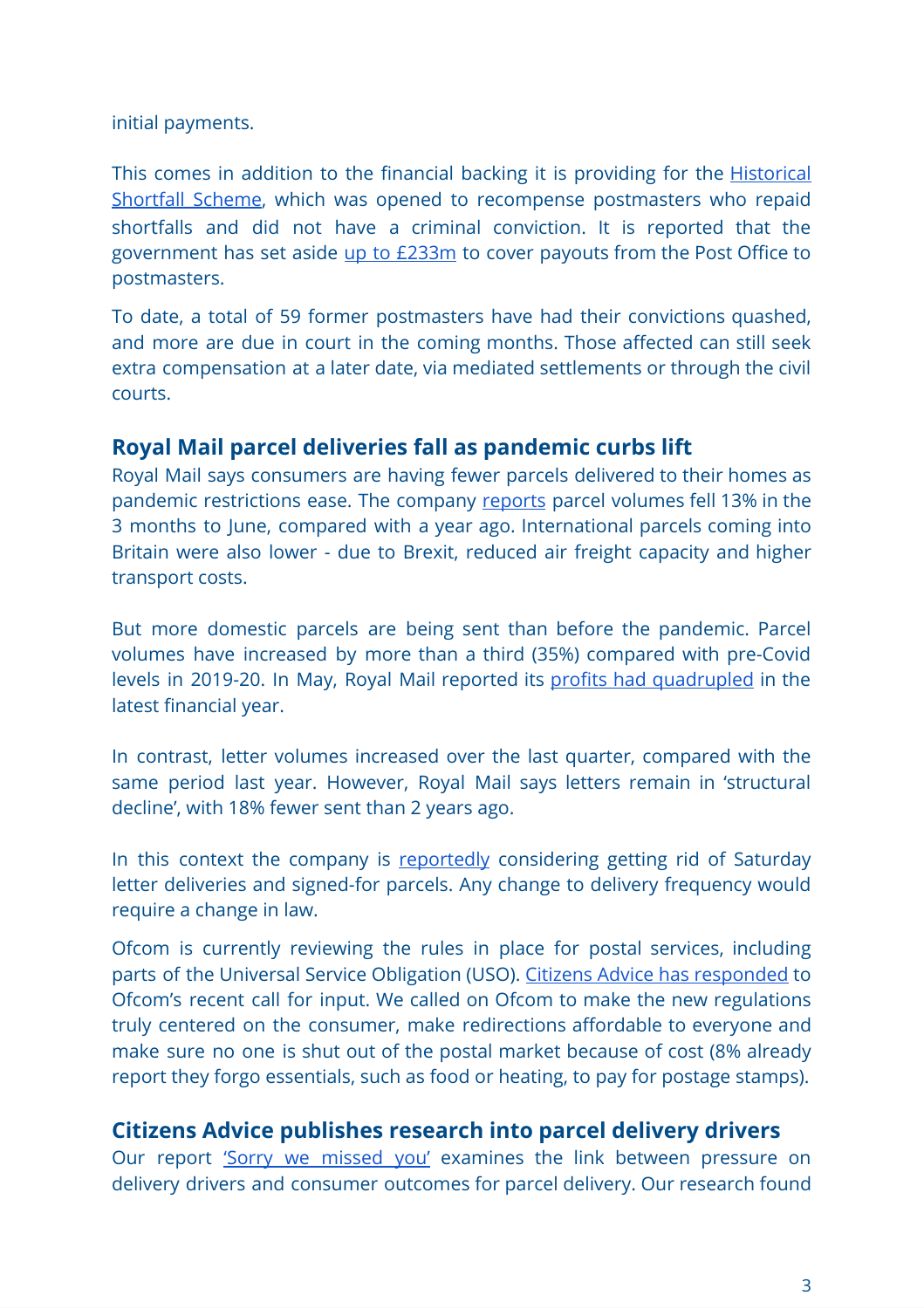initial payments.

This comes in addition to the financial backing it is providing for the Historical Shortfall Scheme, which was opened to recompense postmasters who repaid shortfalls and did not have a criminal conviction. It is reported that the government has set aside up to £233m to cover payouts from the Post Office to postmasters.

To date, a total of 59 former postmasters have had their convictions quashed, and more are due in court in the coming months. Those affected can still seek extra compensation at a later date, via mediated settlements or through the civil courts.

## Royal Mail parcel deliveries fall as pandemic curbs lift

Royal Mail says consumers are having fewer parcels delivered to their homes as pandemic restrictions ease. The company reports parcel volumes fell 13% in the 3 months to June, compared with a year ago. International parcels coming into Britain were also lower - due to Brexit, reduced air freight capacity and higher transport costs.

But more domestic parcels are being sent than before the pandemic. Parcel volumes have increased by more than a third (35%) compared with pre-Covid levels in 2019-20. In May, Royal Mail reported its profits had quadrupled in the latest financial year.

In contrast, letter volumes increased over the last quarter, compared with the same period last year. However, Royal Mail says letters remain in 'structural decline', with 18% fewer sent than 2 years ago.

In this context the company is reportedly considering getting rid of Saturday letter deliveries and signed-for parcels. Any change to delivery frequency would require a change in law.

Ofcom is currently reviewing the rules in place for postal services, including parts of the Universal Service Obligation (USO). Citizens Advice has responded to Ofcom's recent call for input. We called on Ofcom to make the new regulations truly centered on the consumer, make redirections affordable to everyone and make sure no one is shut out of the postal market because of cost (8% already report they forgo essentials, such as food or heating, to pay for postage stamps).

## Citizens Advice publishes research into parcel delivery drivers

Our report 'Sorry we missed you' examines the link between pressure on delivery drivers and consumer outcomes for parcel delivery. Our research found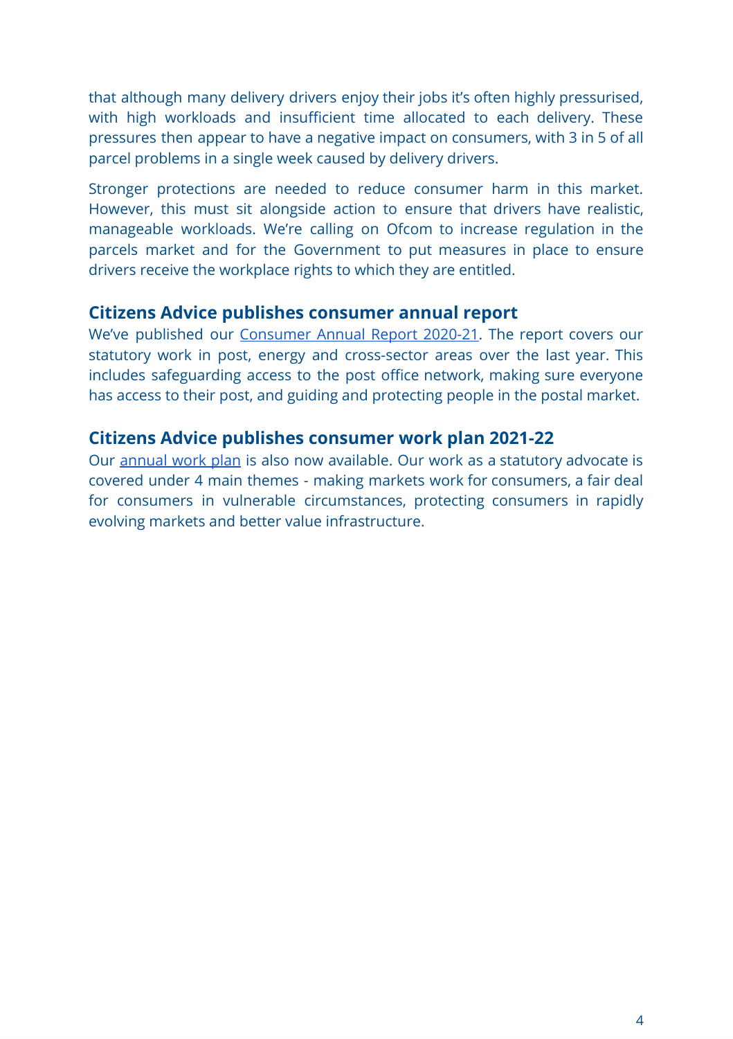that although many delivery drivers enjoy their jobs it's often highly pressurised, with high workloads and insufficient time allocated to each delivery. These pressures then appear to have a negative impact on consumers, with 3 in 5 of all parcel problems in a single week caused by delivery drivers.

Stronger protections are needed to reduce consumer harm in this market. However, this must sit alongside action to ensure that drivers have realistic, manageable workloads. We're calling on Ofcom to increase regulation in the parcels market and for the Government to put measures in place to ensure drivers receive the workplace rights to which they are entitled.

## Citizens Advice publishes consumer annual report

We've published our Consumer Annual Report 2020-21. The report covers our statutory work in post, energy and cross-sector areas over the last year. This includes safeguarding access to the post office network, making sure everyone has access to their post, and guiding and protecting people in the postal market.

## Citizens Advice publishes consumer work plan 2021-22

Our annual work plan is also now available. Our work as a statutory advocate is covered under 4 main themes - making markets work for consumers, a fair deal for consumers in vulnerable circumstances, protecting consumers in rapidly evolving markets and better value infrastructure.